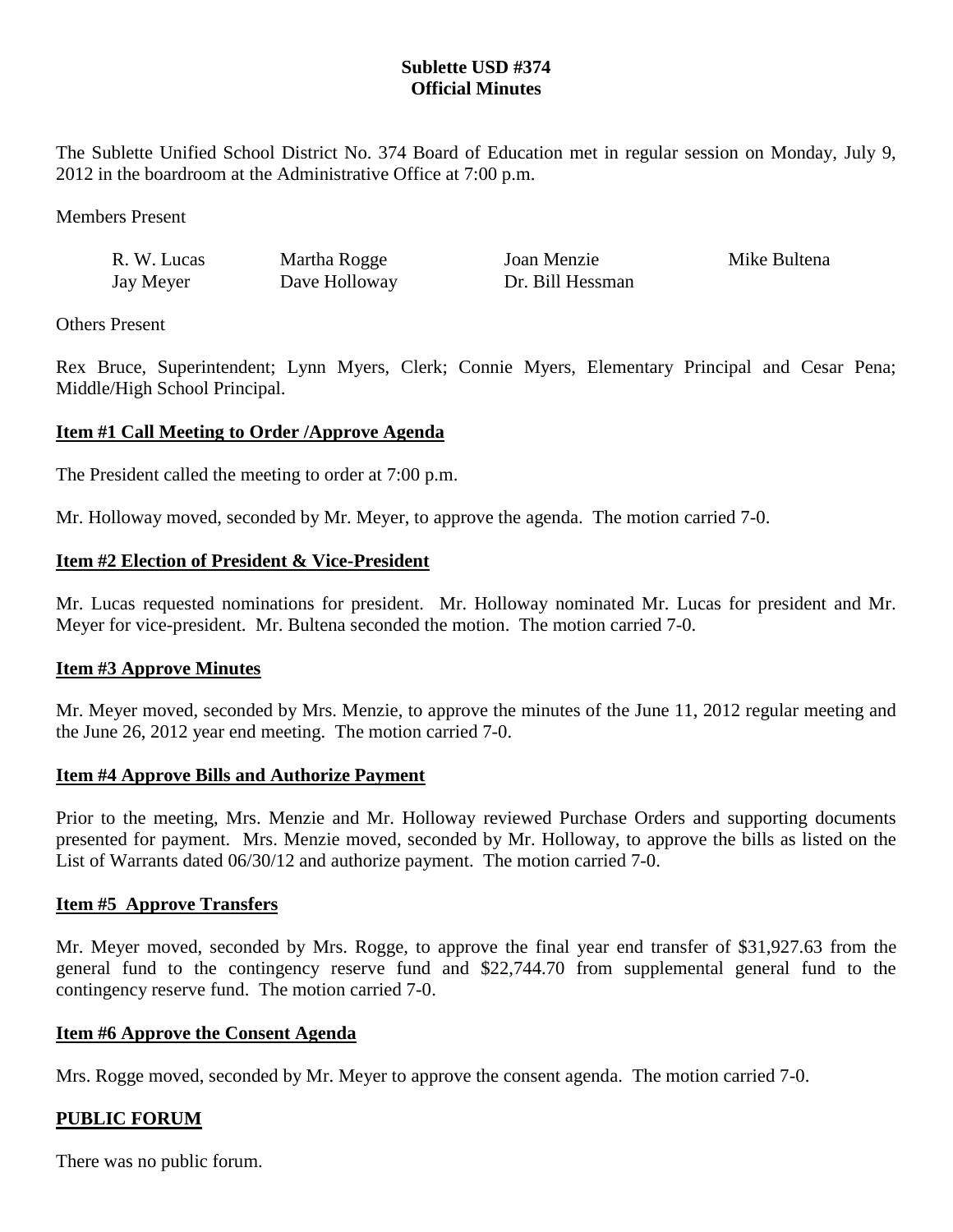**Sublette USD #374**
**Official Minutes**

The Sublette Unified School District No. 374 Board of Education met in regular session on Monday, July 9, 2012 in the boardroom at the Administrative Office at 7:00 p.m.

Members Present

| | | | |
|---|---|---|---|
| R. W. Lucas | Martha Rogge | Joan Menzie | Mike Bultena |
| Jay Meyer | Dave Holloway | Dr. Bill Hessman | |

Others Present

Rex Bruce, Superintendent; Lynn Myers, Clerk; Connie Myers, Elementary Principal and Cesar Pena; Middle/High School Principal.

**Item #1 Call Meeting to Order /Approve Agenda**

The President called the meeting to order at 7:00 p.m.

Mr. Holloway moved, seconded by Mr. Meyer, to approve the agenda. The motion carried 7-0.

**Item #2 Election of President & Vice-President**

Mr. Lucas requested nominations for president. Mr. Holloway nominated Mr. Lucas for president and Mr. Meyer for vice-president. Mr. Bultena seconded the motion. The motion carried 7-0.

**Item #3 Approve Minutes**

Mr. Meyer moved, seconded by Mrs. Menzie, to approve the minutes of the June 11, 2012 regular meeting and the June 26, 2012 year end meeting. The motion carried 7-0.

**Item #4 Approve Bills and Authorize Payment**

Prior to the meeting, Mrs. Menzie and Mr. Holloway reviewed Purchase Orders and supporting documents presented for payment. Mrs. Menzie moved, seconded by Mr. Holloway, to approve the bills as listed on the List of Warrants dated 06/30/12 and authorize payment. The motion carried 7-0.

**Item #5 Approve Transfers**

Mr. Meyer moved, seconded by Mrs. Rogge, to approve the final year end transfer of $31,927.63 from the general fund to the contingency reserve fund and $22,744.70 from supplemental general fund to the contingency reserve fund. The motion carried 7-0.

**Item #6 Approve the Consent Agenda**

Mrs. Rogge moved, seconded by Mr. Meyer to approve the consent agenda. The motion carried 7-0.

**PUBLIC FORUM**

There was no public forum.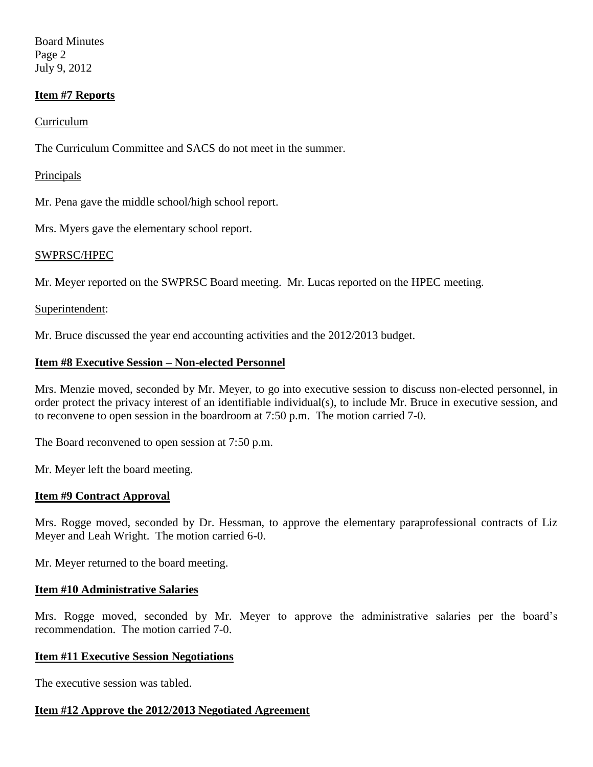## Item #7 Reports

Curriculum

The Curriculum Committee and SACS do not meet in the summer.

Principals

Mr. Pena gave the middle school/high school report.

Mrs. Myers gave the elementary school report.

SWPRSC/HPEC

Mr. Meyer reported on the SWPRSC Board meeting. Mr. Lucas reported on the HPEC meeting.

Superintendent:

Mr. Bruce discussed the year end accounting activities and the 2012/2013 budget.

## Item #8 Executive Session – Non-elected Personnel

Mrs. Menzie moved, seconded by Mr. Meyer, to go into executive session to discuss non-elected personnel, in order protect the privacy interest of an identifiable individual(s), to include Mr. Bruce in executive session, and to reconvene to open session in the boardroom at 7:50 p.m. The motion carried 7-0.

The Board reconvened to open session at 7:50 p.m.

Mr. Meyer left the board meeting.

## Item #9 Contract Approval

Mrs. Rogge moved, seconded by Dr. Hessman, to approve the elementary paraprofessional contracts of Liz Meyer and Leah Wright. The motion carried 6-0.

Mr. Meyer returned to the board meeting.

## Item #10 Administrative Salaries

Mrs. Rogge moved, seconded by Mr. Meyer to approve the administrative salaries per the board's recommendation. The motion carried 7-0.

## Item #11 Executive Session Negotiations

The executive session was tabled.

## Item #12 Approve the 2012/2013 Negotiated Agreement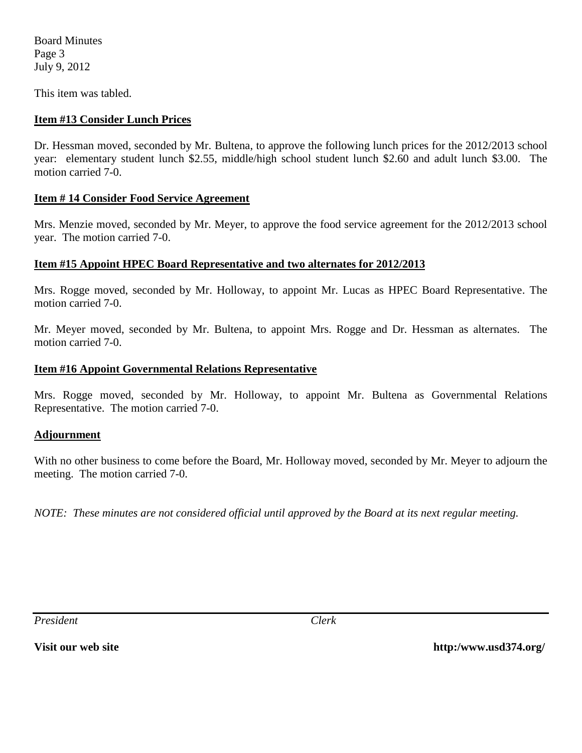This item was tabled.

**Item #13 Consider Lunch Prices**

Dr. Hessman moved, seconded by Mr. Bultena, to approve the following lunch prices for the 2012/2013 school year: elementary student lunch $2.55, middle/high school student lunch $2.60 and adult lunch $3.00. The motion carried 7-0.

**Item # 14 Consider Food Service Agreement**

Mrs. Menzie moved, seconded by Mr. Meyer, to approve the food service agreement for the 2012/2013 school year. The motion carried 7-0.

**Item #15 Appoint HPEC Board Representative and two alternates for 2012/2013**

Mrs. Rogge moved, seconded by Mr. Holloway, to appoint Mr. Lucas as HPEC Board Representative. The motion carried 7-0.

Mr. Meyer moved, seconded by Mr. Bultena, to appoint Mrs. Rogge and Dr. Hessman as alternates. The motion carried 7-0.

**Item #16 Appoint Governmental Relations Representative**

Mrs. Rogge moved, seconded by Mr. Holloway, to appoint Mr. Bultena as Governmental Relations Representative. The motion carried 7-0.

**Adjournment**

With no other business to come before the Board, Mr. Holloway moved, seconded by Mr. Meyer to adjourn the meeting. The motion carried 7-0.

*NOTE: These minutes are not considered official until approved by the Board at its next regular meeting.*

*President* *Clerk*

**Visit our web site** **http:/www.usd374.org/**